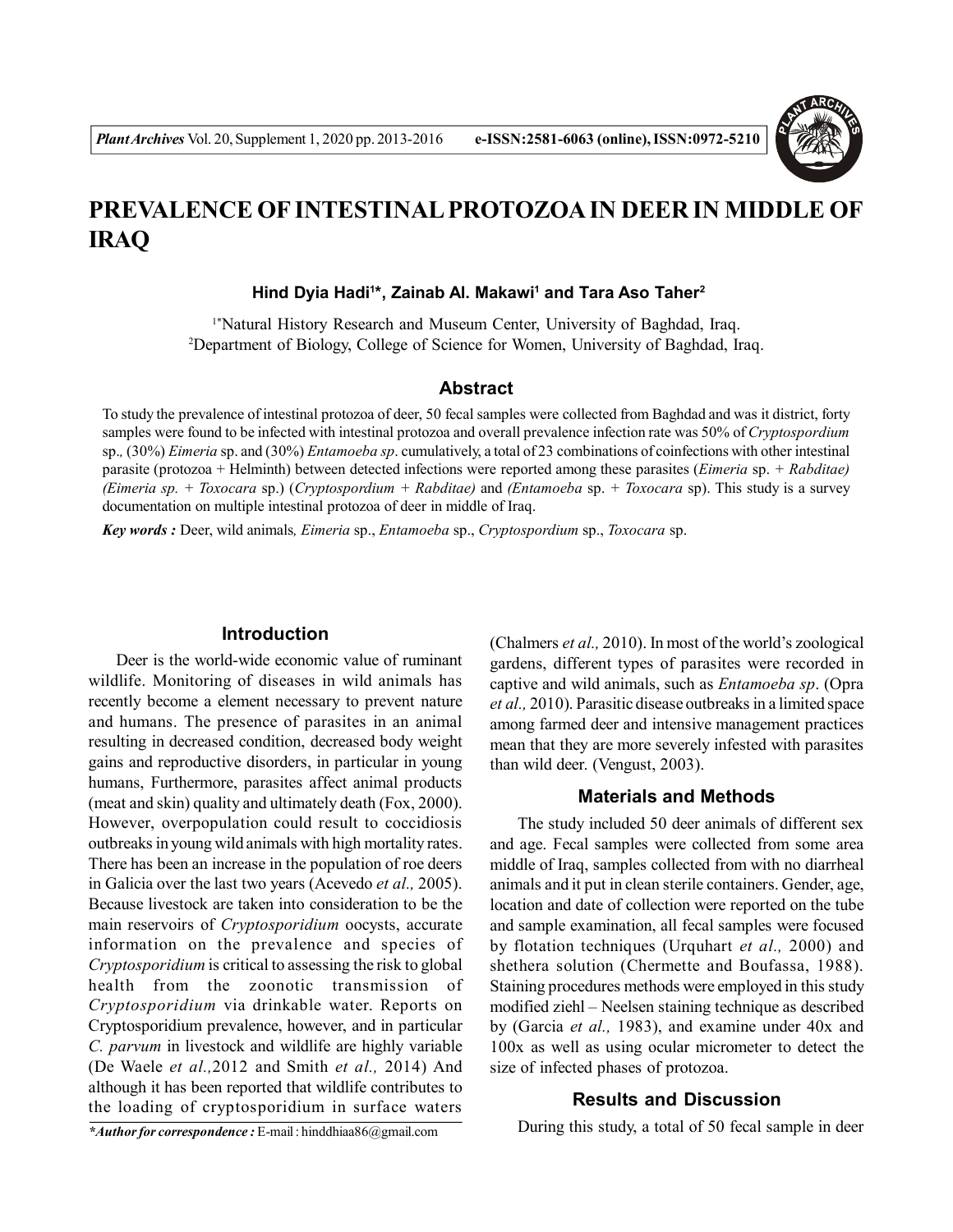# PREVALENCE OF INTESTINAL PROTOZOA IN DEER IN MIDDLE OF IRAQ

**Hind Dyia Hadi[1]*, Zainab Al. Makawi[1] and Tara Aso Taher[2]**

[1*]Natural History Research and Museum Center, University of Baghdad, Iraq.
[2]Department of Biology, College of Science for Women, University of Baghdad, Iraq.

## Abstract

To study the prevalence of intestinal protozoa of deer, 50 fecal samples were collected from Baghdad and was it district, forty samples were found to be infected with intestinal protozoa and overall prevalence infection rate was 50% of *Cryptospordium* sp., (30%) *Eimeria* sp. and (30%) *Entamoeba sp*. cumulatively, a total of 23 combinations of coinfections with other intestinal parasite (protozoa + Helminth) between detected infections were reported among these parasites (*Eimeria* sp. + *Rabditae) (Eimeria sp. + Toxocara* sp.) (*Cryptospordium + Rabditae)* and *(Entamoeba* sp. + *Toxocara* sp). This study is a survey documentation on multiple intestinal protozoa of deer in middle of Iraq.

***Key words :*** Deer, wild animals*, Eimeria* sp., *Entamoeba* sp., *Cryptospordium* sp., *Toxocara* sp.

## Introduction

Deer is the world-wide economic value of ruminant wildlife. Monitoring of diseases in wild animals has recently become a element necessary to prevent nature and humans. The presence of parasites in an animal resulting in decreased condition, decreased body weight gains and reproductive disorders, in particular in young humans, Furthermore, parasites affect animal products (meat and skin) quality and ultimately death (Fox, 2000). However, overpopulation could result to coccidiosis outbreaks in young wild animals with high mortality rates. There has been an increase in the population of roe deers in Galicia over the last two years (Acevedo *et al.,* 2005). Because livestock are taken into consideration to be the main reservoirs of *Cryptosporidium* oocysts, accurate information on the prevalence and species of *Cryptosporidium* is critical to assessing the risk to global health from the zoonotic transmission of *Cryptosporidium* via drinkable water. Reports on Cryptosporidium prevalence, however, and in particular *C. parvum* in livestock and wildlife are highly variable (De Waele *et al.,*2012 and Smith *et al.,* 2014) And although it has been reported that wildlife contributes to the loading of cryptosporidium in surface waters (Chalmers *et al.,* 2010). In most of the world's zoological gardens, different types of parasites were recorded in captive and wild animals, such as *Entamoeba sp*. (Opra *et al.,* 2010). Parasitic disease outbreaks in a limited space among farmed deer and intensive management practices mean that they are more severely infested with parasites than wild deer. (Vengust, 2003).

## Materials and Methods

The study included 50 deer animals of different sex and age. Fecal samples were collected from some area middle of Iraq, samples collected from with no diarrheal animals and it put in clean sterile containers. Gender, age, location and date of collection were reported on the tube and sample examination, all fecal samples were focused by flotation techniques (Urquhart *et al.,* 2000) and shethera solution (Chermette and Boufassa, 1988). Staining procedures methods were employed in this study modified ziehl – Neelsen staining technique as described by (Garcia *et al.,* 1983), and examine under 40x and 100x as well as using ocular micrometer to detect the size of infected phases of protozoa.

## Results and Discussion

During this study, a total of 50 fecal sample in deer

***Author for correspondence :** E-mail : hinddhiaa86@gmail.com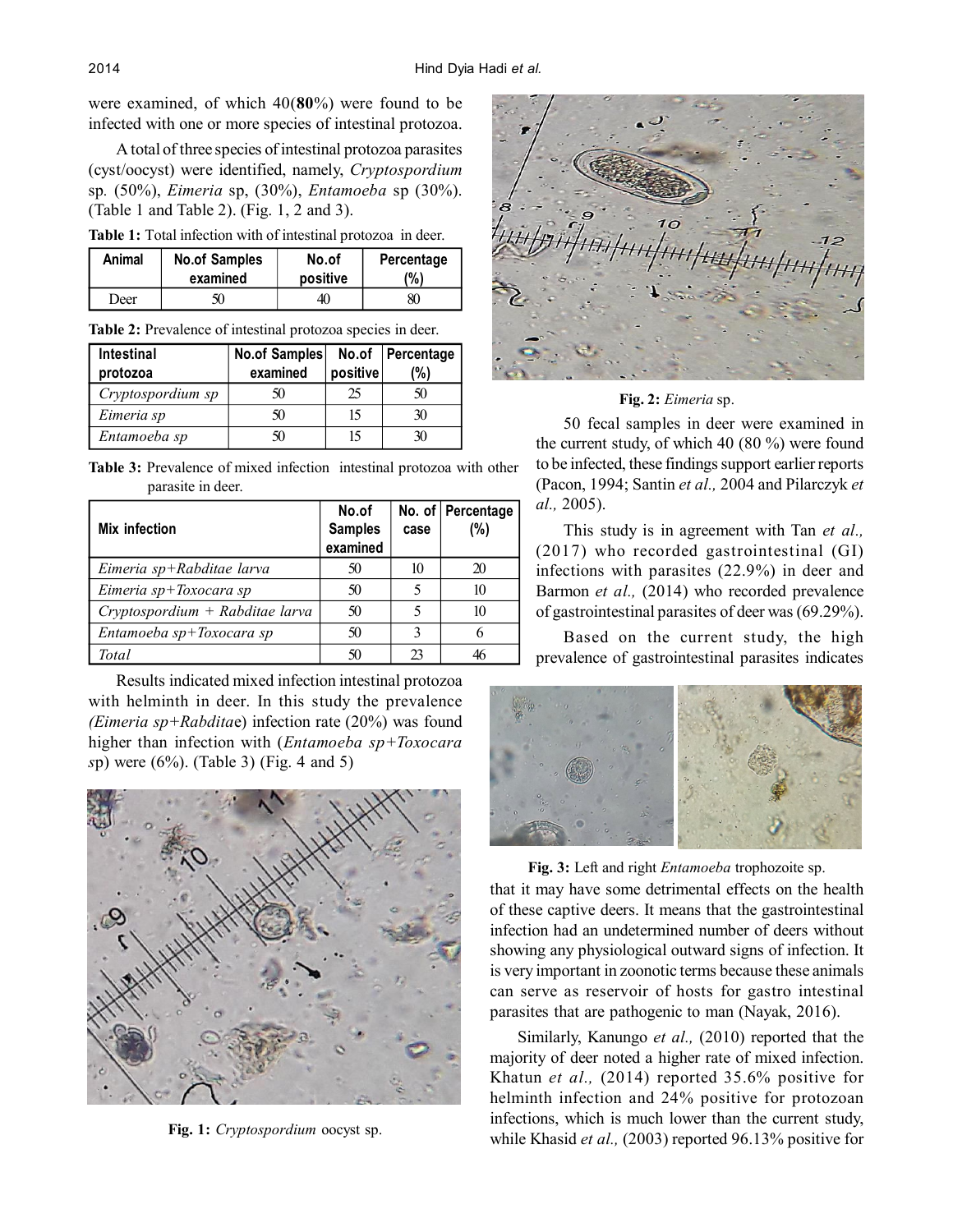were examined, of which 40(**80**%) were found to be infected with one or more species of intestinal protozoa.

A total of three species of intestinal protozoa parasites (cyst/oocyst) were identified, namely, *Cryptospordium* sp. (50%), *Eimeria* sp, (30%), *Entamoeba* sp (30%). (Table 1 and Table 2). (Fig. 1, 2 and 3).

**Table 1:** Total infection with of intestinal protozoa in deer.

| Animal | No.of Samples examined | No.of positive | Percentage (%) |
|---|---|---|---|
| Deer | 50 | 40 | 80 |

**Table 2:** Prevalence of intestinal protozoa species in deer.

| Intestinal protozoa | No.of Samples examined | No.of positive | Percentage (%) |
|---|---|---|---|
| *Cryptospordium sp* | 50 | 25 | 50 |
| *Eimeria sp* | 50 | 15 | 30 |
| *Entamoeba sp* | 50 | 15 | 30 |

**Table 3:** Prevalence of mixed infection intestinal protozoa with other parasite in deer.

| Mix infection | No.of Samples examined | No. of case | Percentage (%) |
|---|---|---|---|
| *Eimeria sp+Rabditae larva* | 50 | 10 | 20 |
| *Eimeria sp+Toxocara sp* | 50 | 5 | 10 |
| *Cryptospordium + Rabditae larva* | 50 | 5 | 10 |
| *Entamoeba sp+Toxocara sp* | 50 | 3 | 6 |
| *Total* | 50 | 23 | 46 |

Results indicated mixed infection intestinal protozoa with helminth in deer. In this study the prevalence *(Eimeria sp+Rabdita*e) infection rate (20%) was found higher than infection with (*Entamoeba sp+Toxocara s*p) were (6%). (Table 3) (Fig. 4 and 5)

**Fig. 1:** *Cryptospordium* oocyst sp.

**Fig. 2:** *Eimeria* sp.

50 fecal samples in deer were examined in the current study, of which 40 (80 %) were found to be infected, these findings support earlier reports (Pacon, 1994; Santin *et al.,* 2004 and Pilarczyk *et al.,* 2005).

This study is in agreement with Tan *et al.,* (2017) who recorded gastrointestinal (GI) infections with parasites (22.9%) in deer and Barmon *et al.,* (2014) who recorded prevalence of gastrointestinal parasites of deer was (69.29%).

Based on the current study, the high prevalence of gastrointestinal parasites indicates that it may have some detrimental effects on the health of these captive deers. It means that the gastrointestinal infection had an undetermined number of deers without showing any physiological outward signs of infection. It is very important in zoonotic terms because these animals can serve as reservoir of hosts for gastro intestinal parasites that are pathogenic to man (Nayak, 2016).

**Fig. 3:** Left and right *Entamoeba* trophozoite sp.

Similarly, Kanungo *et al.,* (2010) reported that the majority of deer noted a higher rate of mixed infection. Khatun *et al.,* (2014) reported 35.6% positive for helminth infection and 24% positive for protozoan infections, which is much lower than the current study, while Khasid *et al.,* (2003) reported 96.13% positive for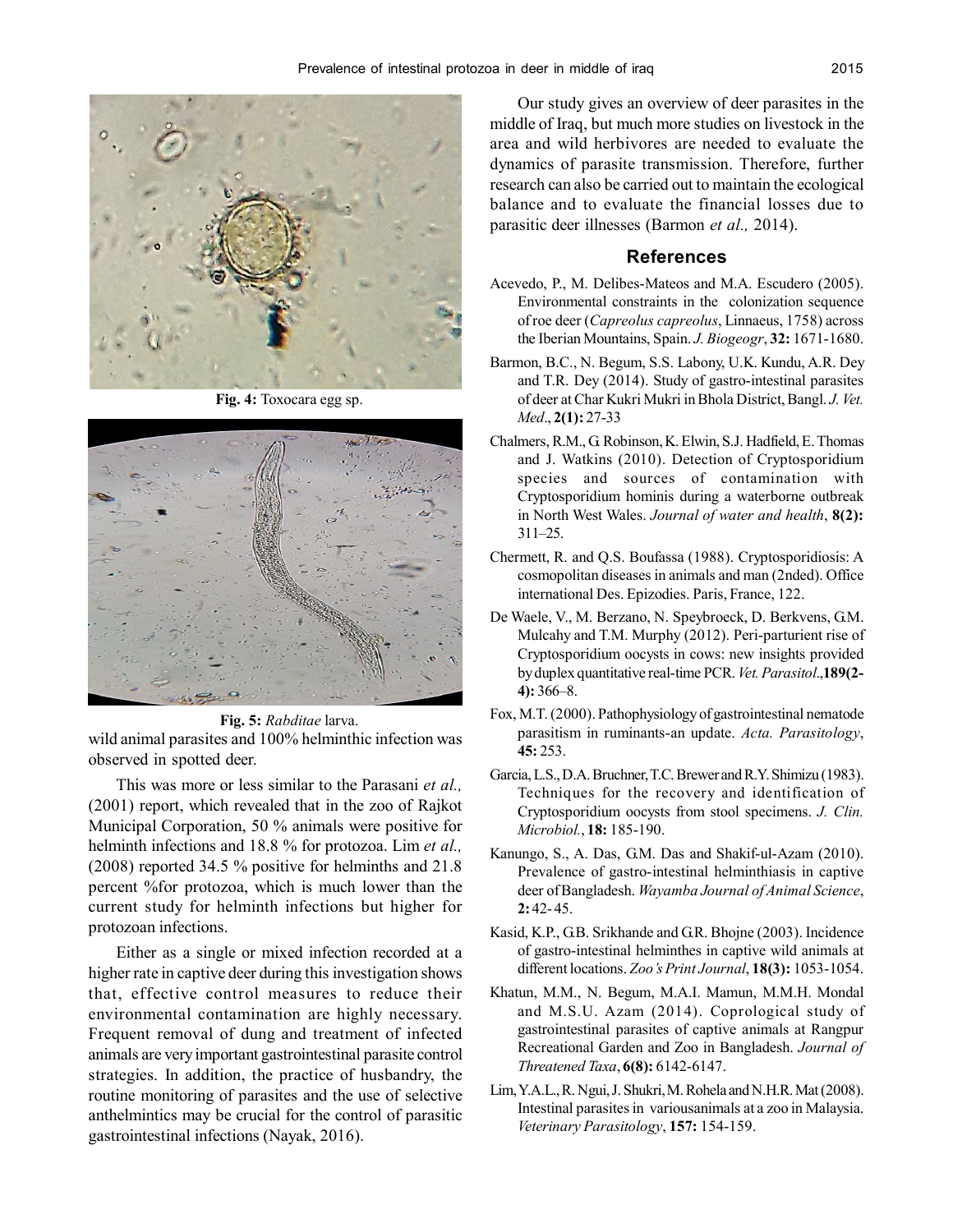Fig. 4: Toxocara egg sp.

Fig. 5: *Rabditae* larva.

wild animal parasites and 100% helminthic infection was observed in spotted deer.

This was more or less similar to the Parasani *et al.,* (2001) report, which revealed that in the zoo of Rajkot Municipal Corporation, 50 % animals were positive for helminth infections and 18.8 % for protozoa. Lim *et al.,* (2008) reported 34.5 % positive for helminths and 21.8 percent %for protozoa, which is much lower than the current study for helminth infections but higher for protozoan infections.

Either as a single or mixed infection recorded at a higher rate in captive deer during this investigation shows that, effective control measures to reduce their environmental contamination are highly necessary. Frequent removal of dung and treatment of infected animals are very important gastrointestinal parasite control strategies. In addition, the practice of husbandry, the routine monitoring of parasites and the use of selective anthelmintics may be crucial for the control of parasitic gastrointestinal infections (Nayak, 2016).

Our study gives an overview of deer parasites in the middle of Iraq, but much more studies on livestock in the area and wild herbivores are needed to evaluate the dynamics of parasite transmission. Therefore, further research can also be carried out to maintain the ecological balance and to evaluate the financial losses due to parasitic deer illnesses (Barmon *et al.,* 2014).

## References

Acevedo, P., M. Delibes-Mateos and M.A. Escudero (2005). Environmental constraints in the colonization sequence of roe deer (*Capreolus capreolus*, Linnaeus, 1758) across the Iberian Mountains, Spain. *J. Biogeogr*, **32:** 1671-1680.

Barmon, B.C., N. Begum, S.S. Labony, U.K. Kundu, A.R. Dey and T.R. Dey (2014). Study of gastro-intestinal parasites of deer at Char Kukri Mukri in Bhola District, Bangl. *J. Vet. Med*., **2(1):** 27-33

Chalmers, R.M., G. Robinson, K. Elwin, S.J. Hadfield, E. Thomas and J. Watkins (2010). Detection of Cryptosporidium species and sources of contamination with Cryptosporidium hominis during a waterborne outbreak in North West Wales. *Journal of water and health*, **8(2):** 311–25.

Chermett, R. and Q.S. Boufassa (1988). Cryptosporidiosis: A cosmopolitan diseases in animals and man (2nded). Office international Des. Epizodies. Paris, France, 122.

De Waele, V., M. Berzano, N. Speybroeck, D. Berkvens, G.M. Mulcahy and T.M. Murphy (2012). Peri-parturient rise of Cryptosporidium oocysts in cows: new insights provided by duplex quantitative real-time PCR. *Vet. Parasitol*.,**189(2-4):** 366–8.

Fox, M.T. (2000). Pathophysiology of gastrointestinal nematode parasitism in ruminants-an update. *Acta. Parasitology*, **45:** 253.

Garcia, L.S., D.A. Bruchner, T.C. Brewer and R.Y. Shimizu (1983). Techniques for the recovery and identification of Cryptosporidium oocysts from stool specimens. *J. Clin. Microbiol.*, **18:** 185-190.

Kanungo, S., A. Das, G.M. Das and Shakif-ul-Azam (2010). Prevalence of gastro-intestinal helminthiasis in captive deer of Bangladesh. *Wayamba Journal of Animal Science*, **2:** 42- 45.

Kasid, K.P., G.B. Srikhande and G.R. Bhojne (2003). Incidence of gastro-intestinal helminthes in captive wild animals at different locations. *Zoo's Print Journal*, **18(3):** 1053-1054.

Khatun, M.M., N. Begum, M.A.I. Mamun, M.M.H. Mondal and M.S.U. Azam (2014). Coprological study of gastrointestinal parasites of captive animals at Rangpur Recreational Garden and Zoo in Bangladesh. *Journal of Threatened Taxa*, **6(8):** 6142-6147.

Lim, Y.A.L., R. Ngui, J. Shukri, M. Rohela and N.H.R. Mat (2008). Intestinal parasites in variousanimals at a zoo in Malaysia. *Veterinary Parasitology*, **157:** 154-159.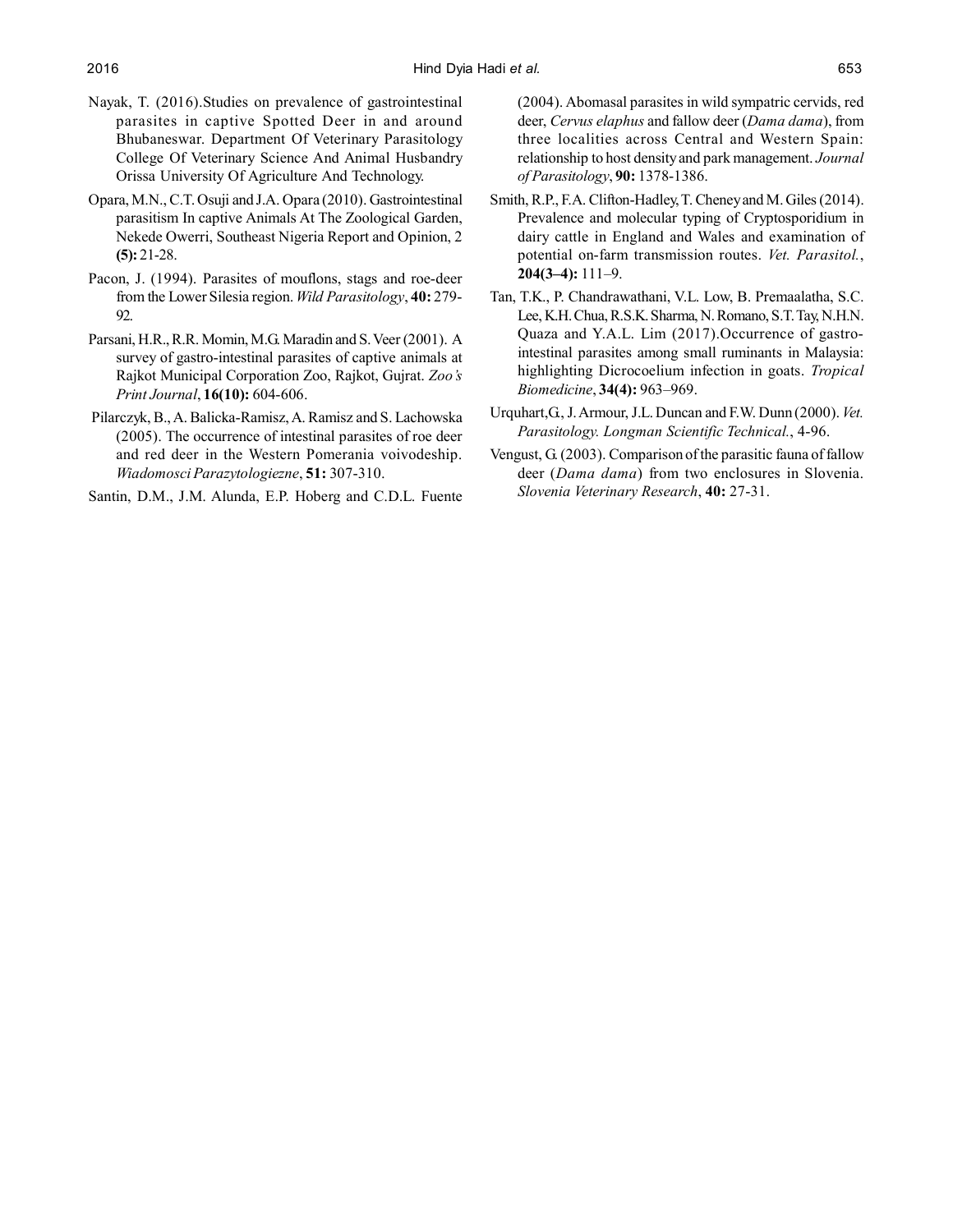Nayak, T. (2016).Studies on prevalence of gastrointestinal parasites in captive Spotted Deer in and around Bhubaneswar. Department Of Veterinary Parasitology College Of Veterinary Science And Animal Husbandry Orissa University Of Agriculture And Technology.

Opara, M.N., C.T. Osuji and J.A. Opara (2010). Gastrointestinal parasitism In captive Animals At The Zoological Garden, Nekede Owerri, Southeast Nigeria Report and Opinion, 2 **(5):** 21-28.

Pacon, J. (1994). Parasites of mouflons, stags and roe-deer from the Lower Silesia region. *Wild Parasitology*, **40:** 279-92.

Parsani, H.R., R.R. Momin, M.G. Maradin and S. Veer (2001). A survey of gastro-intestinal parasites of captive animals at Rajkot Municipal Corporation Zoo, Rajkot, Gujrat. *Zoo's Print Journal*, **16(10):** 604-606.

Pilarczyk, B., A. Balicka-Ramisz, A. Ramisz and S. Lachowska (2005). The occurrence of intestinal parasites of roe deer and red deer in the Western Pomerania voivodeship. *Wiadomosci Parazytologiezne*, **51:** 307-310.

Santin, D.M., J.M. Alunda, E.P. Hoberg and C.D.L. Fuente (2004). Abomasal parasites in wild sympatric cervids, red deer, *Cervus elaphus* and fallow deer (*Dama dama*), from three localities across Central and Western Spain: relationship to host density and park management. *Journal of Parasitology*, **90:** 1378-1386.

Smith, R.P., F.A. Clifton-Hadley, T. Cheney and M. Giles (2014). Prevalence and molecular typing of Cryptosporidium in dairy cattle in England and Wales and examination of potential on-farm transmission routes. *Vet. Parasitol.*, **204(3–4):** 111–9.

Tan, T.K., P. Chandrawathani, V.L. Low, B. Premaalatha, S.C. Lee, K.H. Chua, R.S.K. Sharma, N. Romano, S.T. Tay, N.H.N. Quaza and Y.A.L. Lim (2017).Occurrence of gastro-intestinal parasites among small ruminants in Malaysia: highlighting Dicrocoelium infection in goats. *Tropical Biomedicine*, **34(4):** 963–969.

Urquhart,G., J. Armour, J.L. Duncan and F.W. Dunn (2000). *Vet. Parasitology. Longman Scientific Technical.*, 4-96.

Vengust, G. (2003). Comparison of the parasitic fauna of fallow deer (*Dama dama*) from two enclosures in Slovenia. *Slovenia Veterinary Research*, **40:** 27-31.